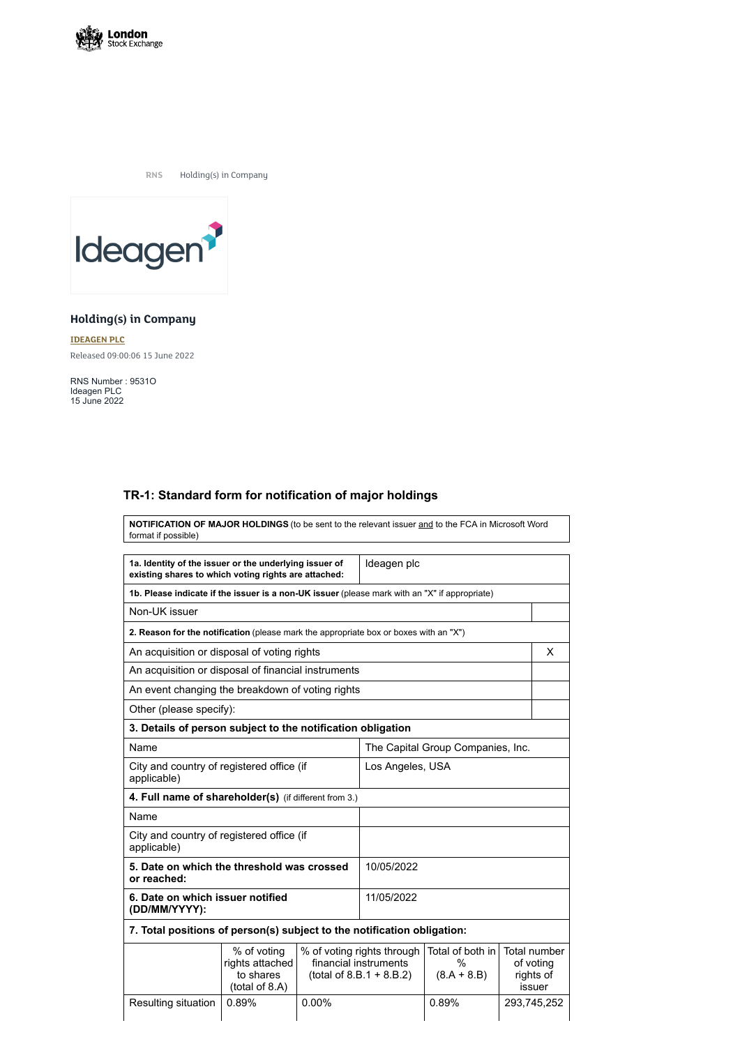RNS Holding(s) in Company

## Holding(s) in Company

**IDEAGEN PLC**

Released 09:00:06 15 June 2022

RNS Number : 9531O
Ideagen PLC
15 June 2022

### TR-1: Standard form for notification of major holdings

| **NOTIFICATION OF MAJOR HOLDINGS** (to be sent to the relevant issuer and to the FCA in Microsoft Word format if possible) |
|---|

| | |
|---|---|
| **1a. Identity of the issuer or the underlying issuer of existing shares to which voting rights are attached:** | Ideagen plc |
| **1b. Please indicate if the issuer is a non-UK issuer** (please mark with an "X" if appropriate) | |
| Non-UK issuer | |
| **2. Reason for the notification** (please mark the appropriate box or boxes with an "X") | |
| An acquisition or disposal of voting rights | X |
| An acquisition or disposal of financial instruments | |
| An event changing the breakdown of voting rights | |
| Other (please specify): | |
| **3. Details of person subject to the notification obligation** | |
| Name | The Capital Group Companies, Inc. |
| City and country of registered office (if applicable) | Los Angeles, USA |
| **4. Full name of shareholder(s)** (if different from 3.) | |
| Name | |
| City and country of registered office (if applicable) | |
| **5. Date on which the threshold was crossed or reached:** | 10/05/2022 |
| **6. Date on which issuer notified (DD/MM/YYYY):** | 11/05/2022 |

**7. Total positions of person(s) subject to the notification obligation:**

| | % of voting rights attached to shares (total of 8.A) | % of voting rights through financial instruments (total of 8.B.1 + 8.B.2) | Total of both in % (8.A + 8.B) | Total number of voting rights of issuer |
|---|---|---|---|---|
| Resulting situation | 0.89% | 0.00% | 0.89% | 293,745,252 |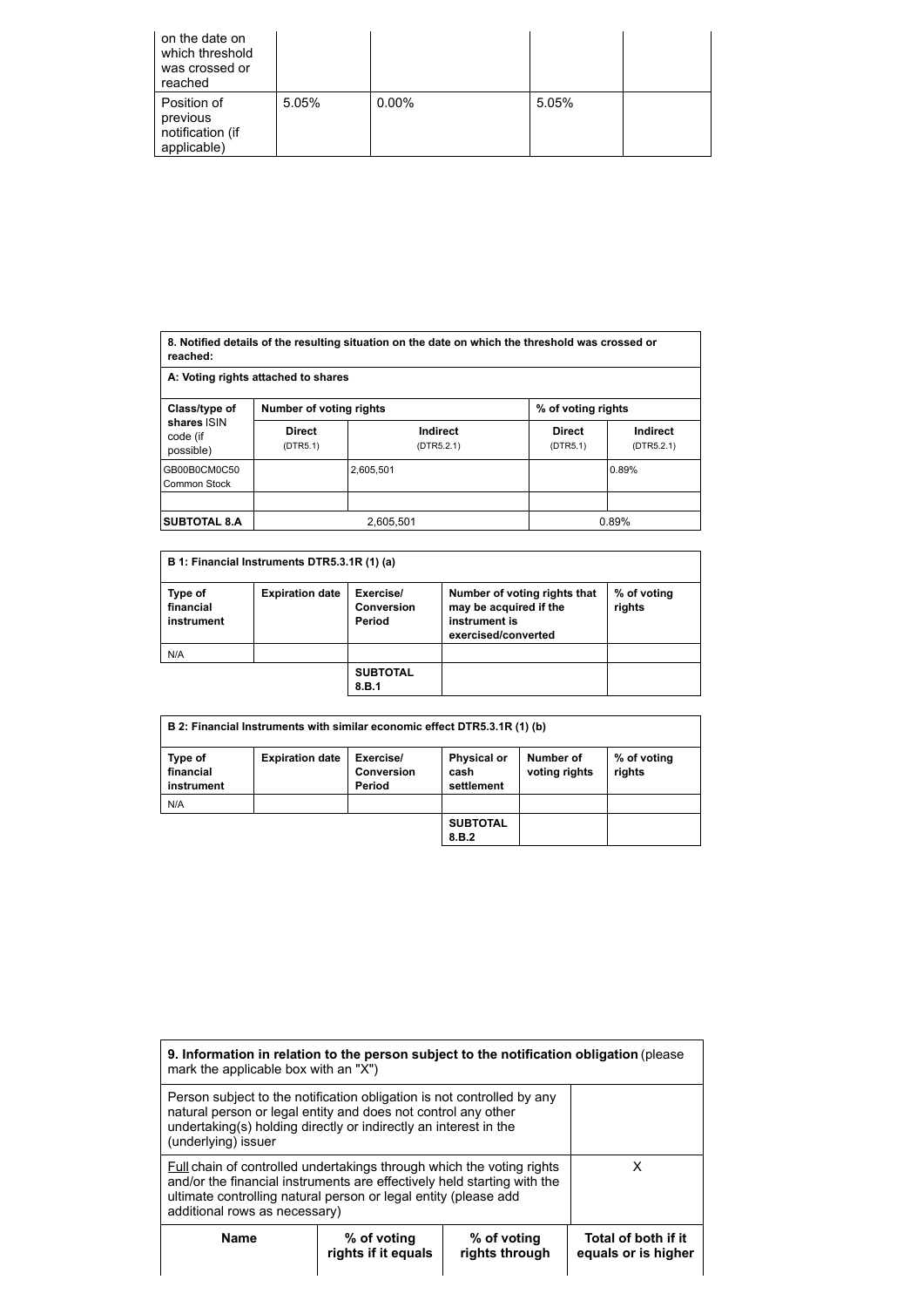| | | | | |
|---|---|---|---|---|
| on the date on which threshold was crossed or reached | | | | |
| Position of previous notification (if applicable) | 5.05% | 0.00% | 5.05% | |

| 8. Notified details of the resulting situation on the date on which the threshold was crossed or reached: | | | | |
|---|---|---|---|---|
| **A: Voting rights attached to shares** | | | | |
| **Class/type of shares** ISIN code (if possible) | **Number of voting rights** | | **% of voting rights** | |
| | **Direct** (DTR5.1) | **Indirect** (DTR5.2.1) | **Direct** (DTR5.1) | **Indirect** (DTR5.2.1) |
| GB00B0CM0C50 Common Stock | | 2,605,501 | | 0.89% |
| | | | | |
| **SUBTOTAL 8.A** | 2,605,501 | | 0.89% | |

| B 1: Financial Instruments DTR5.3.1R (1) (a) | | | | |
|---|---|---|---|---|
| **Type of financial instrument** | **Expiration date** | **Exercise/ Conversion Period** | **Number of voting rights that may be acquired if the instrument is exercised/converted** | **% of voting rights** |
| N/A | | | | |
| | | **SUBTOTAL 8.B.1** | | |

| B 2: Financial Instruments with similar economic effect DTR5.3.1R (1) (b) | | | | | |
|---|---|---|---|---|---|
| **Type of financial instrument** | **Expiration date** | **Exercise/ Conversion Period** | **Physical or cash settlement** | **Number of voting rights** | **% of voting rights** |
| N/A | | | | | |
| | | | **SUBTOTAL 8.B.2** | | |

| **9. Information in relation to the person subject to the notification obligation** (please mark the applicable box with an "X") | | | |
|---|---|---|---|
| Person subject to the notification obligation is not controlled by any natural person or legal entity and does not control any other undertaking(s) holding directly or indirectly an interest in the (underlying) issuer | | | |
| Full chain of controlled undertakings through which the voting rights and/or the financial instruments are effectively held starting with the ultimate controlling natural person or legal entity (please add additional rows as necessary) | | | X |
| **Name** | **% of voting rights if it equals** | **% of voting rights through** | **Total of both if it equals or is higher** |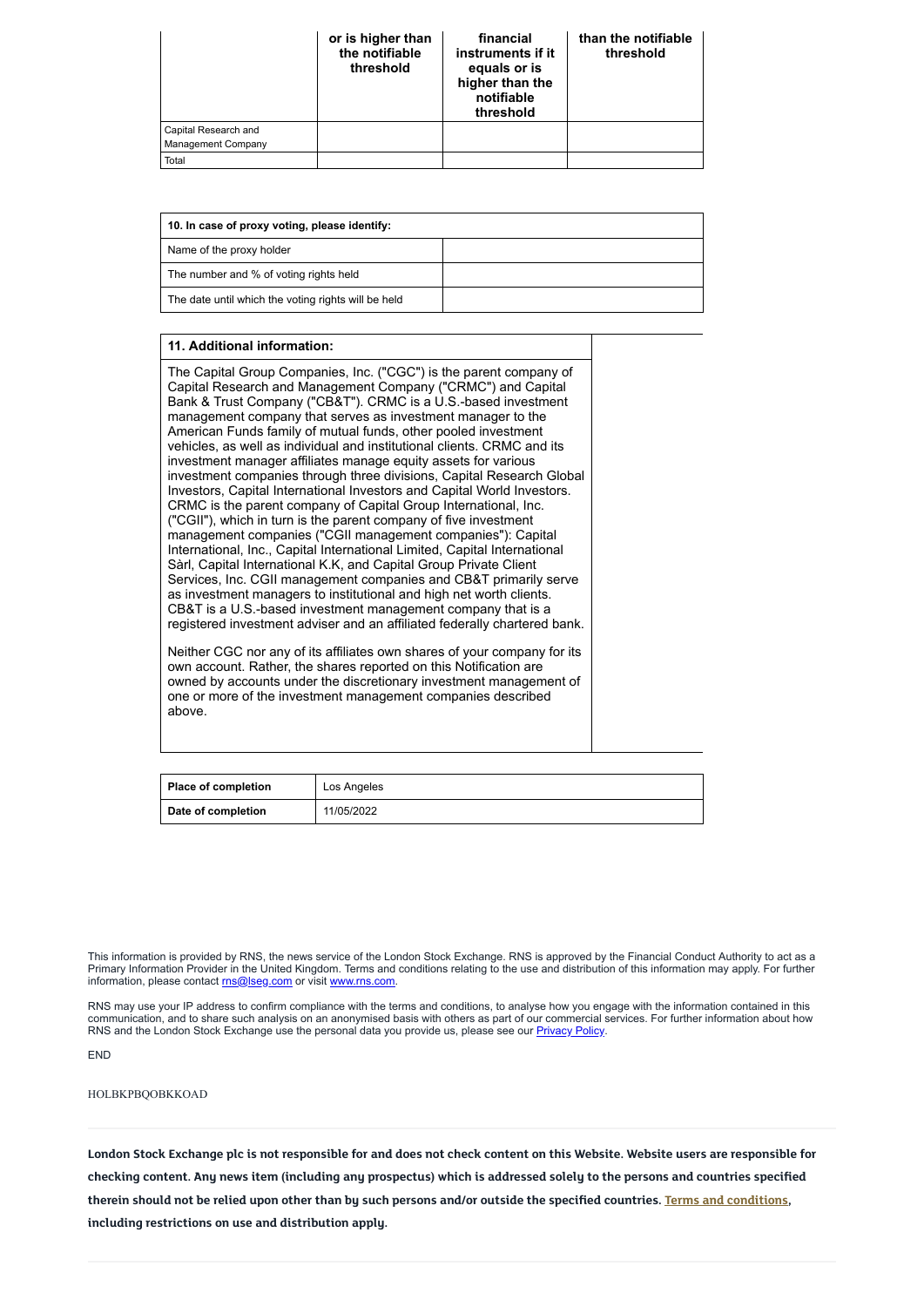| | or is higher than the notifiable threshold | financial instruments if it equals or is higher than the notifiable threshold | than the notifiable threshold |
|---|---|---|---|
| Capital Research and Management Company | | | |
| Total | | | |

| 10. In case of proxy voting, please identify: | |
|---|---|
| Name of the proxy holder | |
| The number and % of voting rights held | |
| The date until which the voting rights will be held | |

**11. Additional information:**

The Capital Group Companies, Inc. ("CGC") is the parent company of Capital Research and Management Company ("CRMC") and Capital Bank & Trust Company ("CB&T"). CRMC is a U.S.-based investment management company that serves as investment manager to the American Funds family of mutual funds, other pooled investment vehicles, as well as individual and institutional clients. CRMC and its investment manager affiliates manage equity assets for various investment companies through three divisions, Capital Research Global Investors, Capital International Investors and Capital World Investors. CRMC is the parent company of Capital Group International, Inc. ("CGII"), which in turn is the parent company of five investment management companies ("CGII management companies"): Capital International, Inc., Capital International Limited, Capital International Sàrl, Capital International K.K, and Capital Group Private Client Services, Inc. CGII management companies and CB&T primarily serve as investment managers to institutional and high net worth clients. CB&T is a U.S.-based investment management company that is a registered investment adviser and an affiliated federally chartered bank.

Neither CGC nor any of its affiliates own shares of your company for its own account. Rather, the shares reported on this Notification are owned by accounts under the discretionary investment management of one or more of the investment management companies described above.

| **Place of completion** | Los Angeles |
|---|---|
| **Date of completion** | 11/05/2022 |

This information is provided by RNS, the news service of the London Stock Exchange. RNS is approved by the Financial Conduct Authority to act as a Primary Information Provider in the United Kingdom. Terms and conditions relating to the use and distribution of this information may apply. For further information, please contact rns@lseg.com or visit www.rns.com.

RNS may use your IP address to confirm compliance with the terms and conditions, to analyse how you engage with the information contained in this communication, and to share such analysis on an anonymised basis with others as part of our commercial services. For further information about how RNS and the London Stock Exchange use the personal data you provide us, please see our Privacy Policy.

END

HOLBKPBQOBKKOAD

**London Stock Exchange plc is not responsible for and does not check content on this Website. Website users are responsible for checking content. Any news item (including any prospectus) which is addressed solely to the persons and countries specified therein should not be relied upon other than by such persons and/or outside the specified countries. Terms and conditions, including restrictions on use and distribution apply.**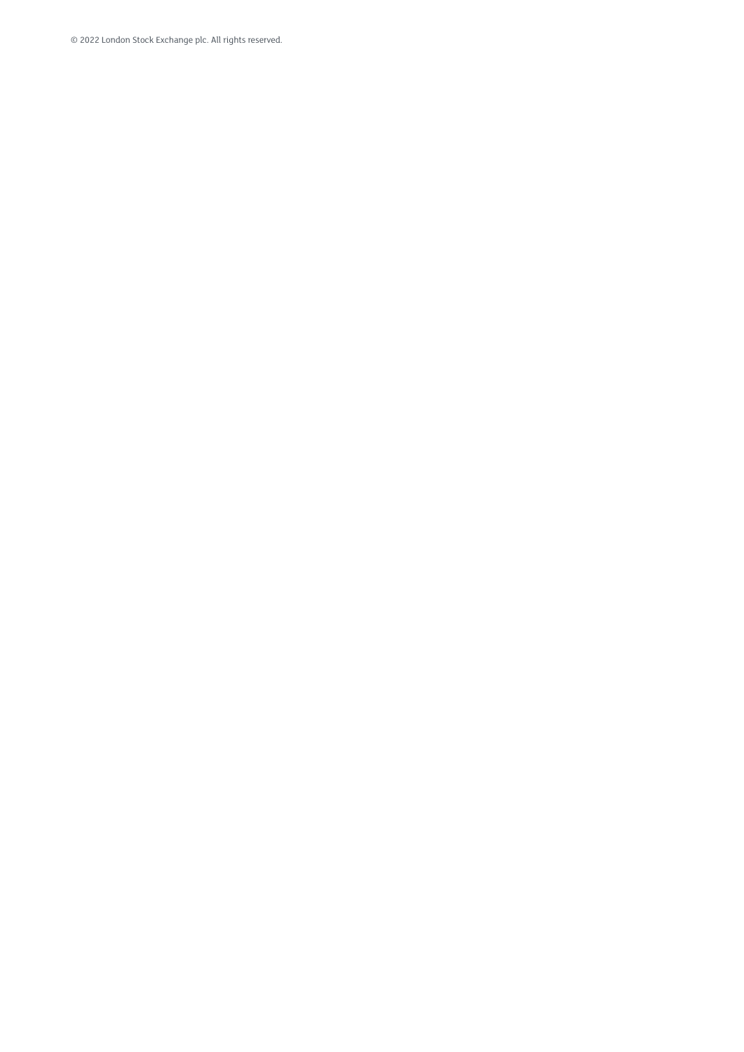© 2022 London Stock Exchange plc. All rights reserved.